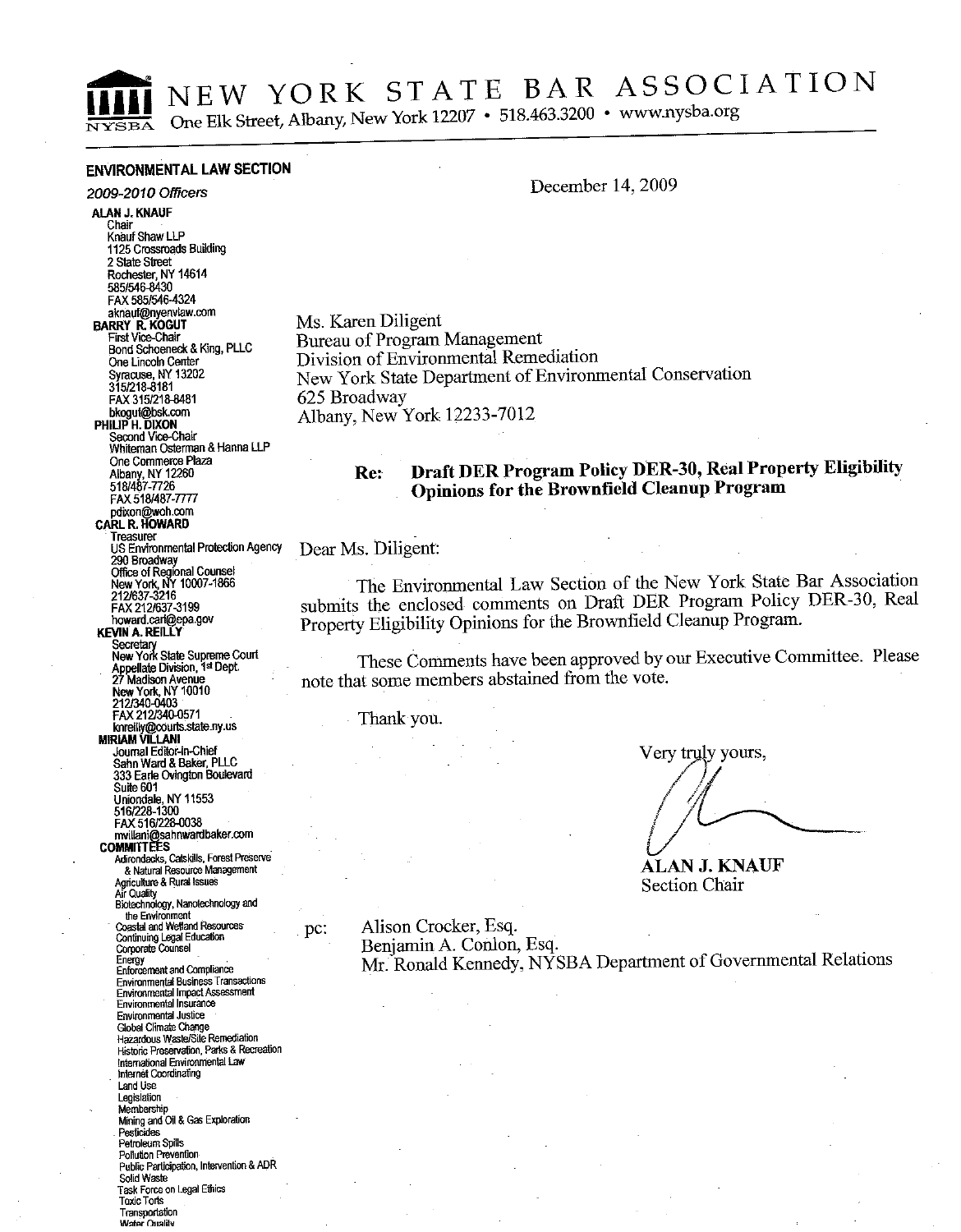# NEW YORK STATE BAR ASSOCIATION

NYSBA One Elk Street, Albany, New York 12207 • 518.463.3200 • www.nysba.org

**ENVIRONMENTAL LAW SECTION**

*2009-2010 Officers*

**ALAN J. KNAUF**
Chair
Knauf Shaw LLP
1125 Crossroads Building
2 State Street
Rochester, NY 14614
585/546-8430
FAX 585/546-4324
aknauf@nyenvlaw.com

**BARRY R. KOGUT**
First Vice-Chair
Bond Schoeneck & King, PLLC
One Lincoln Center
Syracuse, NY 13202
315/218-8181
FAX 315/218-8481
bkogut@bsk.com

**PHILIP H. DIXON**
Second Vice-Chair
Whiteman Osterman & Hanna LLP
One Commerce Plaza
Albany, NY 12260
518/487-7726
FAX 518/487-7777
pdixon@woh.com

**CARL R. HOWARD**
Treasurer
US Environmental Protection Agency
290 Broadway
Office of Regional Counsel
New York, NY 10007-1866
212/637-3216
FAX 212/637-3199
howard.carl@epa.gov

**KEVIN A. REILLY**
Secretary
New York State Supreme Court
Appellate Division, 1st Dept.
27 Madison Avenue
New York, NY 10010
212/340-0403
FAX 212/340-0571
kreilly@courts.state.ny.us

**MIRIAM VILLANI**
Journal Editor-in-Chief
Sahn Ward & Baker, PLLC
333 Earle Ovington Boulevard
Suite 601
Uniondale, NY 11553
516/228-1300
FAX 516/228-0038
mvillani@sahnwardbaker.com

**COMMITTEES**
Adirondacks, Catskills, Forest Preserve & Natural Resource Management
Agriculture & Rural Issues
Air Quality
Biotechnology, Nanotechnology and the Environment
Coastal and Wetland Resources
Continuing Legal Education
Corporate Counsel
Energy
Enforcement and Compliance
Environmental Business Transactions
Environmental Impact Assessment
Environmental Insurance
Environmental Justice
Global Climate Change
Hazardous Waste/Site Remediation
Historic Preservation, Parks & Recreation
International Environmental Law
Internet Coordinating
Land Use
Legislation
Membership
Mining and Oil & Gas Exploration
Pesticides
Petroleum Spills
Pollution Prevention
Public Participation, Intervention & ADR
Solid Waste
Task Force on Legal Ethics
Toxic Torts
Transportation
Water Quality

December 14, 2009

Ms. Karen Diligent
Bureau of Program Management
Division of Environmental Remediation
New York State Department of Environmental Conservation
625 Broadway
Albany, New York 12233-7012

**Re: Draft DER Program Policy DER-30, Real Property Eligibility Opinions for the Brownfield Cleanup Program**

Dear Ms. Diligent:

The Environmental Law Section of the New York State Bar Association submits the enclosed comments on Draft DER Program Policy DER-30, Real Property Eligibility Opinions for the Brownfield Cleanup Program.

These Comments have been approved by our Executive Committee. Please note that some members abstained from the vote.

Thank you.

Very truly yours,

**ALAN J. KNAUF**
Section Chair

pc: Alison Crocker, Esq.
Benjamin A. Conlon, Esq.
Mr. Ronald Kennedy, NYSBA Department of Governmental Relations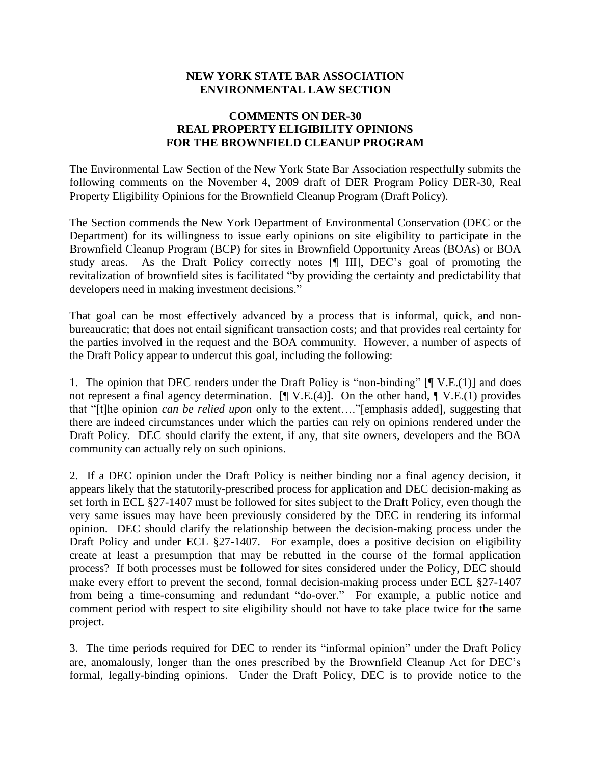**NEW YORK STATE BAR ASSOCIATION**
**ENVIRONMENTAL LAW SECTION**

**COMMENTS ON DER-30**
**REAL PROPERTY ELIGIBILITY OPINIONS**
**FOR THE BROWNFIELD CLEANUP PROGRAM**

The Environmental Law Section of the New York State Bar Association respectfully submits the following comments on the November 4, 2009 draft of DER Program Policy DER-30, Real Property Eligibility Opinions for the Brownfield Cleanup Program (Draft Policy).

The Section commends the New York Department of Environmental Conservation (DEC or the Department) for its willingness to issue early opinions on site eligibility to participate in the Brownfield Cleanup Program (BCP) for sites in Brownfield Opportunity Areas (BOAs) or BOA study areas. As the Draft Policy correctly notes [¶ III], DEC's goal of promoting the revitalization of brownfield sites is facilitated "by providing the certainty and predictability that developers need in making investment decisions."

That goal can be most effectively advanced by a process that is informal, quick, and non-bureaucratic; that does not entail significant transaction costs; and that provides real certainty for the parties involved in the request and the BOA community. However, a number of aspects of the Draft Policy appear to undercut this goal, including the following:

1. The opinion that DEC renders under the Draft Policy is "non-binding" [¶ V.E.(1)] and does not represent a final agency determination. [¶ V.E.(4)]. On the other hand, ¶ V.E.(1) provides that "[t]he opinion *can be relied upon* only to the extent…."[emphasis added], suggesting that there are indeed circumstances under which the parties can rely on opinions rendered under the Draft Policy. DEC should clarify the extent, if any, that site owners, developers and the BOA community can actually rely on such opinions.

2. If a DEC opinion under the Draft Policy is neither binding nor a final agency decision, it appears likely that the statutorily-prescribed process for application and DEC decision-making as set forth in ECL §27-1407 must be followed for sites subject to the Draft Policy, even though the very same issues may have been previously considered by the DEC in rendering its informal opinion. DEC should clarify the relationship between the decision-making process under the Draft Policy and under ECL §27-1407. For example, does a positive decision on eligibility create at least a presumption that may be rebutted in the course of the formal application process? If both processes must be followed for sites considered under the Policy, DEC should make every effort to prevent the second, formal decision-making process under ECL §27-1407 from being a time-consuming and redundant "do-over." For example, a public notice and comment period with respect to site eligibility should not have to take place twice for the same project.

3. The time periods required for DEC to render its "informal opinion" under the Draft Policy are, anomalously, longer than the ones prescribed by the Brownfield Cleanup Act for DEC's formal, legally-binding opinions. Under the Draft Policy, DEC is to provide notice to the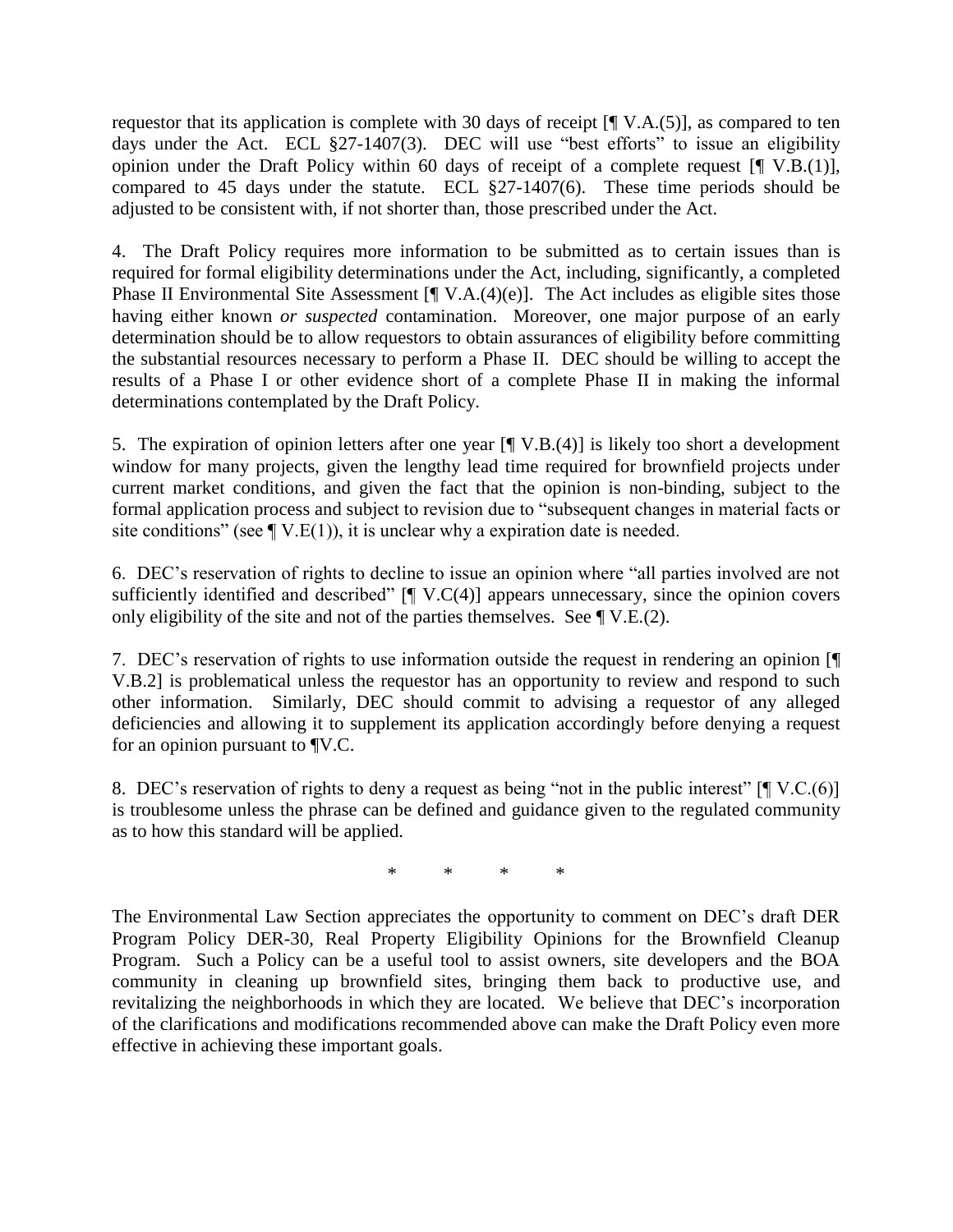requestor that its application is complete with 30 days of receipt [¶ V.A.(5)], as compared to ten days under the Act. ECL §27-1407(3). DEC will use "best efforts" to issue an eligibility opinion under the Draft Policy within 60 days of receipt of a complete request [¶ V.B.(1)], compared to 45 days under the statute. ECL §27-1407(6). These time periods should be adjusted to be consistent with, if not shorter than, those prescribed under the Act.

4. The Draft Policy requires more information to be submitted as to certain issues than is required for formal eligibility determinations under the Act, including, significantly, a completed Phase II Environmental Site Assessment [¶ V.A.(4)(e)]. The Act includes as eligible sites those having either known *or suspected* contamination. Moreover, one major purpose of an early determination should be to allow requestors to obtain assurances of eligibility before committing the substantial resources necessary to perform a Phase II. DEC should be willing to accept the results of a Phase I or other evidence short of a complete Phase II in making the informal determinations contemplated by the Draft Policy.

5. The expiration of opinion letters after one year [¶ V.B.(4)] is likely too short a development window for many projects, given the lengthy lead time required for brownfield projects under current market conditions, and given the fact that the opinion is non-binding, subject to the formal application process and subject to revision due to "subsequent changes in material facts or site conditions" (see ¶ V.E(1)), it is unclear why a expiration date is needed.

6. DEC's reservation of rights to decline to issue an opinion where "all parties involved are not sufficiently identified and described" [¶ V.C(4)] appears unnecessary, since the opinion covers only eligibility of the site and not of the parties themselves. See ¶ V.E.(2).

7. DEC's reservation of rights to use information outside the request in rendering an opinion [¶ V.B.2] is problematical unless the requestor has an opportunity to review and respond to such other information. Similarly, DEC should commit to advising a requestor of any alleged deficiencies and allowing it to supplement its application accordingly before denying a request for an opinion pursuant to ¶V.C.

8. DEC's reservation of rights to deny a request as being "not in the public interest" [¶ V.C.(6)] is troublesome unless the phrase can be defined and guidance given to the regulated community as to how this standard will be applied.

\* \* \* \*

The Environmental Law Section appreciates the opportunity to comment on DEC's draft DER Program Policy DER-30, Real Property Eligibility Opinions for the Brownfield Cleanup Program. Such a Policy can be a useful tool to assist owners, site developers and the BOA community in cleaning up brownfield sites, bringing them back to productive use, and revitalizing the neighborhoods in which they are located. We believe that DEC's incorporation of the clarifications and modifications recommended above can make the Draft Policy even more effective in achieving these important goals.